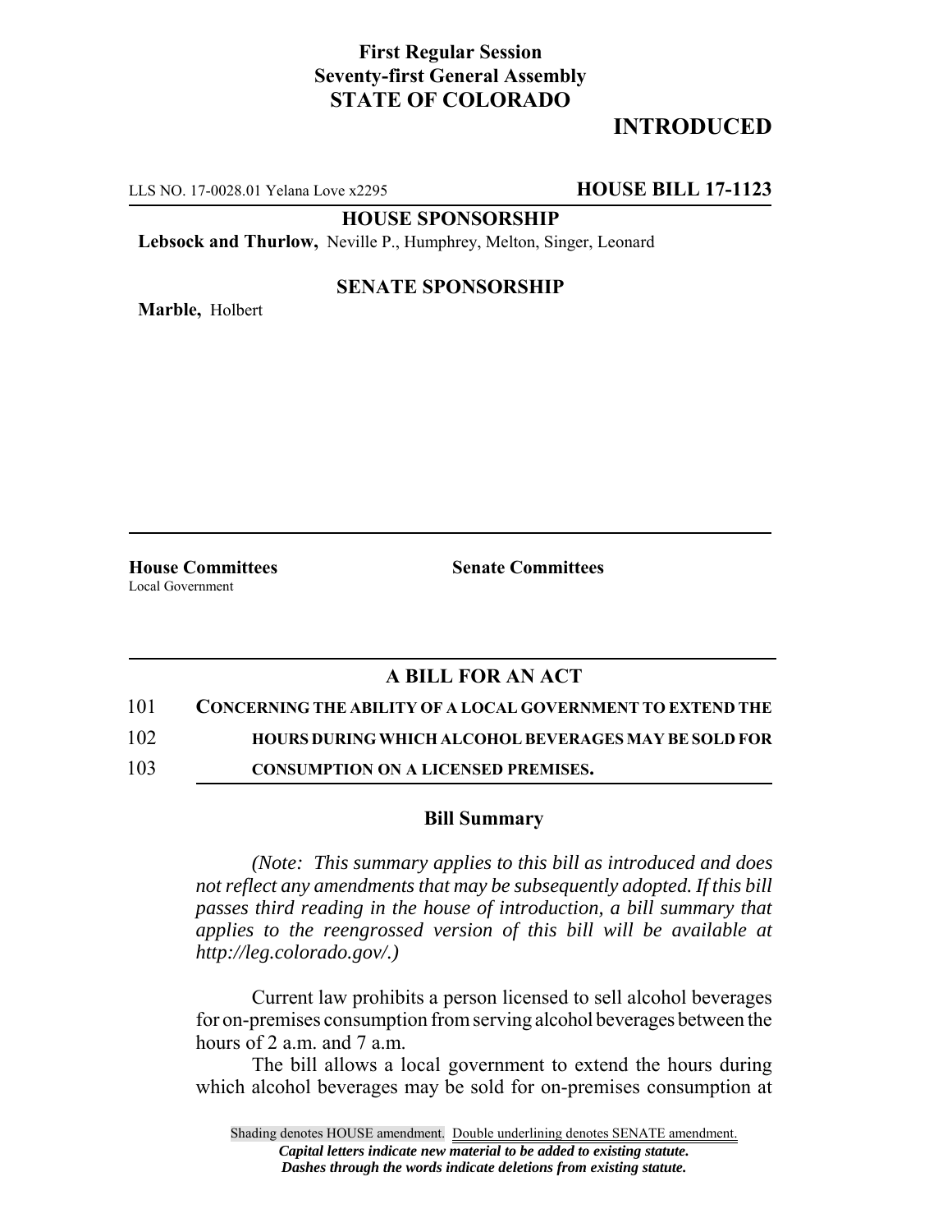**First Regular Session**
**Seventy-first General Assembly**
**STATE OF COLORADO**

# INTRODUCED

LLS NO. 17-0028.01 Yelana Love x2295 **HOUSE BILL 17-1123**

**HOUSE SPONSORSHIP**

**Lebsock and Thurlow,** Neville P., Humphrey, Melton, Singer, Leonard

**SENATE SPONSORSHIP**

**Marble,** Holbert

**House Committees**
Local Government

**Senate Committees**

## A BILL FOR AN ACT

101 **CONCERNING THE ABILITY OF A LOCAL GOVERNMENT TO EXTEND THE**
102 **HOURS DURING WHICH ALCOHOL BEVERAGES MAY BE SOLD FOR**
103 **CONSUMPTION ON A LICENSED PREMISES.**

### Bill Summary

*(Note: This summary applies to this bill as introduced and does not reflect any amendments that may be subsequently adopted. If this bill passes third reading in the house of introduction, a bill summary that applies to the reengrossed version of this bill will be available at http://leg.colorado.gov/.)*

Current law prohibits a person licensed to sell alcohol beverages for on-premises consumption from serving alcohol beverages between the hours of 2 a.m. and 7 a.m.

The bill allows a local government to extend the hours during which alcohol beverages may be sold for on-premises consumption at

Shading denotes HOUSE amendment. Double underlining denotes SENATE amendment.
*Capital letters indicate new material to be added to existing statute.*
*Dashes through the words indicate deletions from existing statute.*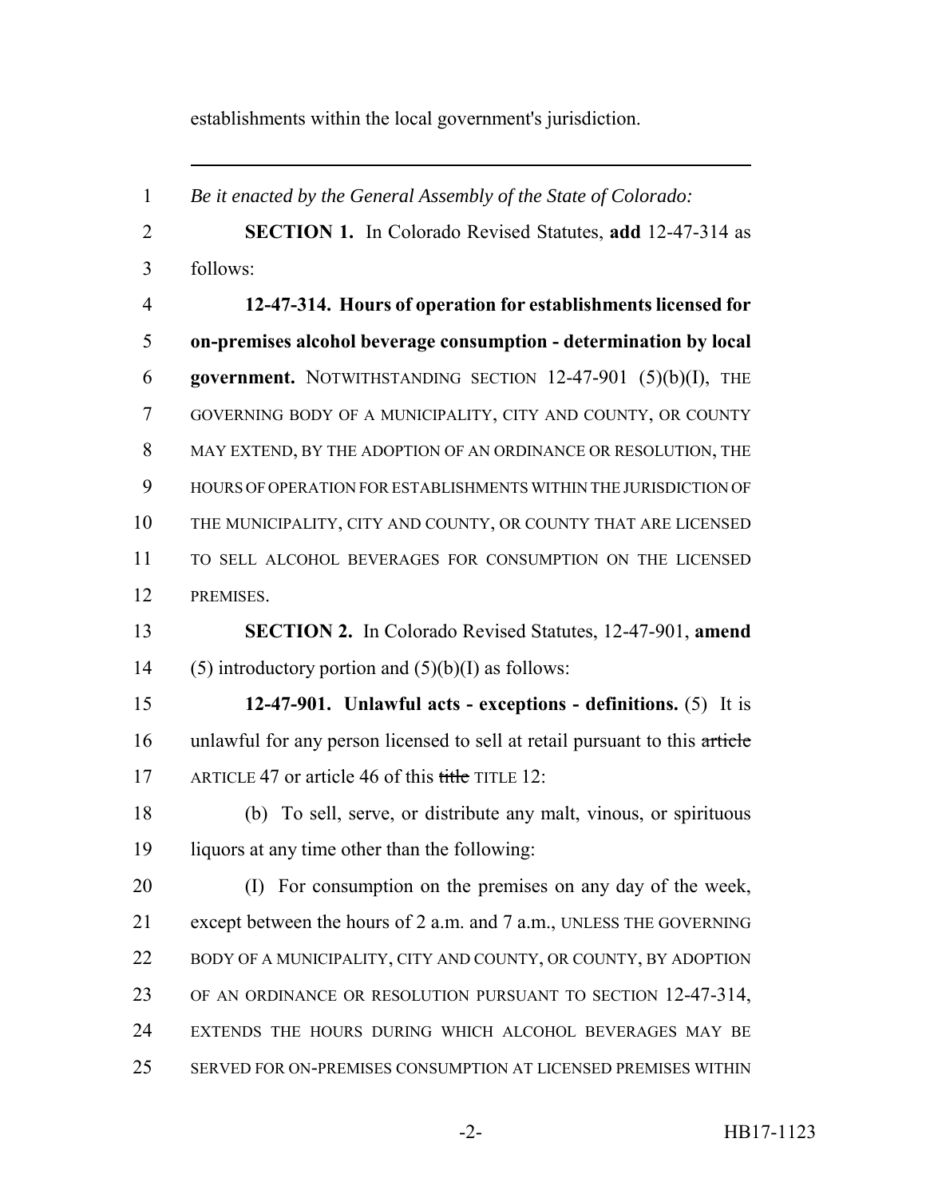establishments within the local government's jurisdiction.

---

*Be it enacted by the General Assembly of the State of Colorado:*

**SECTION 1.** In Colorado Revised Statutes, **add** 12-47-314 as follows:

**12-47-314. Hours of operation for establishments licensed for on-premises alcohol beverage consumption - determination by local government.** NOTWITHSTANDING SECTION 12-47-901 (5)(b)(I), THE GOVERNING BODY OF A MUNICIPALITY, CITY AND COUNTY, OR COUNTY MAY EXTEND, BY THE ADOPTION OF AN ORDINANCE OR RESOLUTION, THE HOURS OF OPERATION FOR ESTABLISHMENTS WITHIN THE JURISDICTION OF THE MUNICIPALITY, CITY AND COUNTY, OR COUNTY THAT ARE LICENSED TO SELL ALCOHOL BEVERAGES FOR CONSUMPTION ON THE LICENSED PREMISES.

**SECTION 2.** In Colorado Revised Statutes, 12-47-901, **amend** (5) introductory portion and (5)(b)(I) as follows:

**12-47-901. Unlawful acts - exceptions - definitions.** (5) It is unlawful for any person licensed to sell at retail pursuant to this ~~article~~ ARTICLE 47 or article 46 of this ~~title~~ TITLE 12:

(b) To sell, serve, or distribute any malt, vinous, or spirituous liquors at any time other than the following:

(I) For consumption on the premises on any day of the week, except between the hours of 2 a.m. and 7 a.m., UNLESS THE GOVERNING BODY OF A MUNICIPALITY, CITY AND COUNTY, OR COUNTY, BY ADOPTION OF AN ORDINANCE OR RESOLUTION PURSUANT TO SECTION 12-47-314, EXTENDS THE HOURS DURING WHICH ALCOHOL BEVERAGES MAY BE SERVED FOR ON-PREMISES CONSUMPTION AT LICENSED PREMISES WITHIN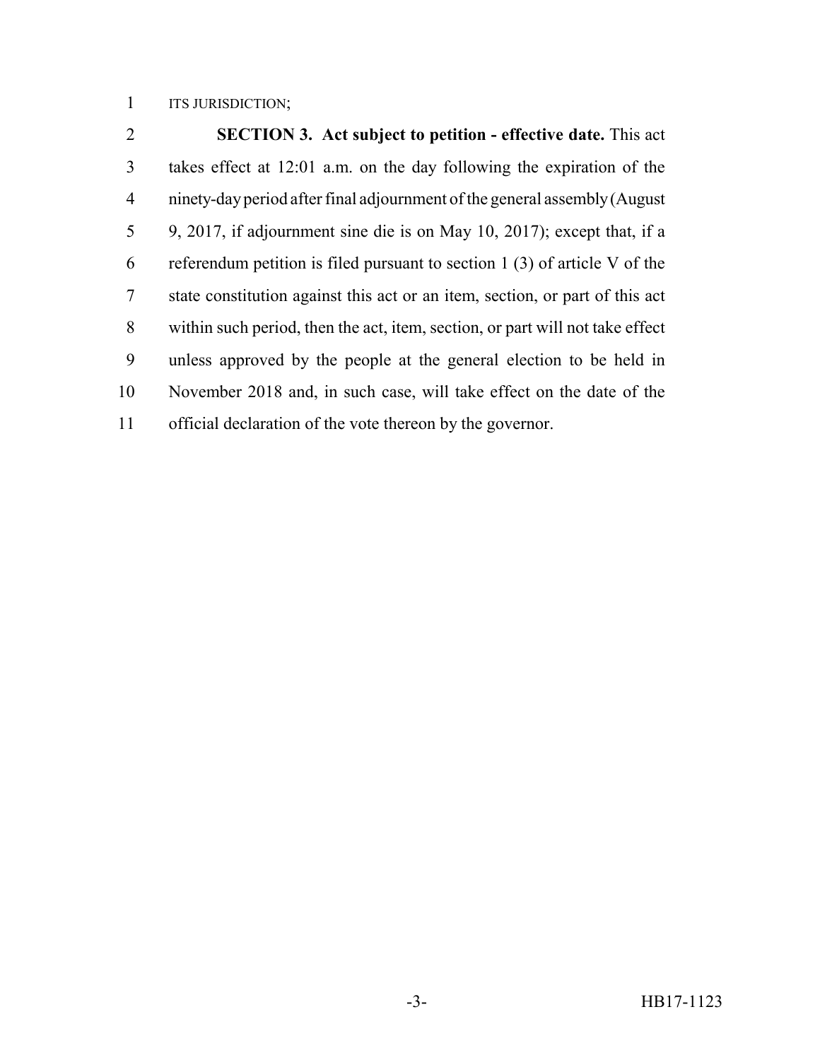ITS JURISDICTION;

**SECTION 3. Act subject to petition - effective date.** This act takes effect at 12:01 a.m. on the day following the expiration of the ninety-day period after final adjournment of the general assembly (August 9, 2017, if adjournment sine die is on May 10, 2017); except that, if a referendum petition is filed pursuant to section 1 (3) of article V of the state constitution against this act or an item, section, or part of this act within such period, then the act, item, section, or part will not take effect unless approved by the people at the general election to be held in November 2018 and, in such case, will take effect on the date of the official declaration of the vote thereon by the governor.